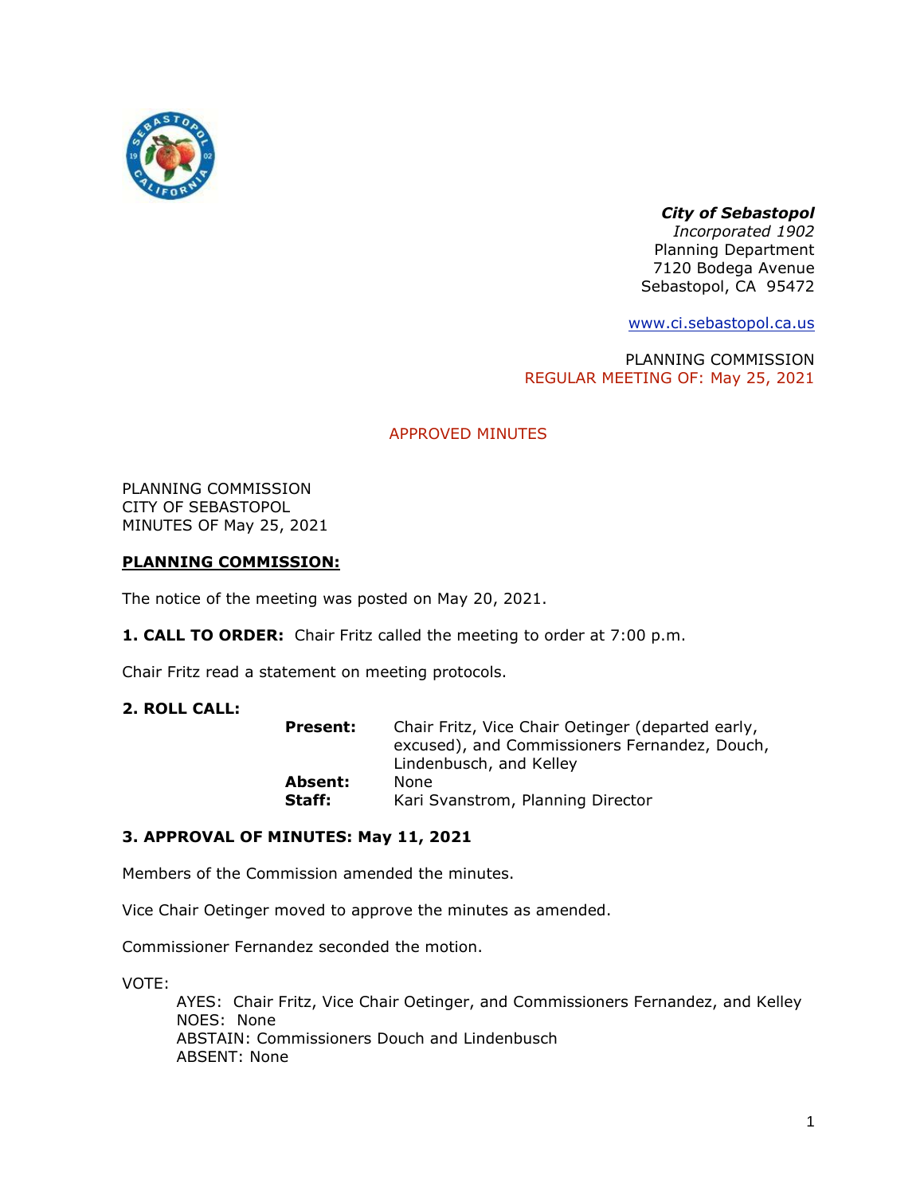***City of Sebastopol***
*Incorporated 1902*
Planning Department
7120 Bodega Avenue
Sebastopol, CA 95472

www.ci.sebastopol.ca.us

PLANNING COMMISSION
REGULAR MEETING OF: May 25, 2021

APPROVED MINUTES

PLANNING COMMISSION
CITY OF SEBASTOPOL
MINUTES OF May 25, 2021

**PLANNING COMMISSION:**

The notice of the meeting was posted on May 20, 2021.

**1. CALL TO ORDER:** Chair Fritz called the meeting to order at 7:00 p.m.

Chair Fritz read a statement on meeting protocols.

**2. ROLL CALL:**

**Present:** Chair Fritz, Vice Chair Oetinger (departed early, excused), and Commissioners Fernandez, Douch, Lindenbusch, and Kelley
**Absent:** None
**Staff:** Kari Svanstrom, Planning Director

**3. APPROVAL OF MINUTES: May 11, 2021**

Members of the Commission amended the minutes.

Vice Chair Oetinger moved to approve the minutes as amended.

Commissioner Fernandez seconded the motion.

VOTE:
AYES: Chair Fritz, Vice Chair Oetinger, and Commissioners Fernandez, and Kelley
NOES: None
ABSTAIN: Commissioners Douch and Lindenbusch
ABSENT: None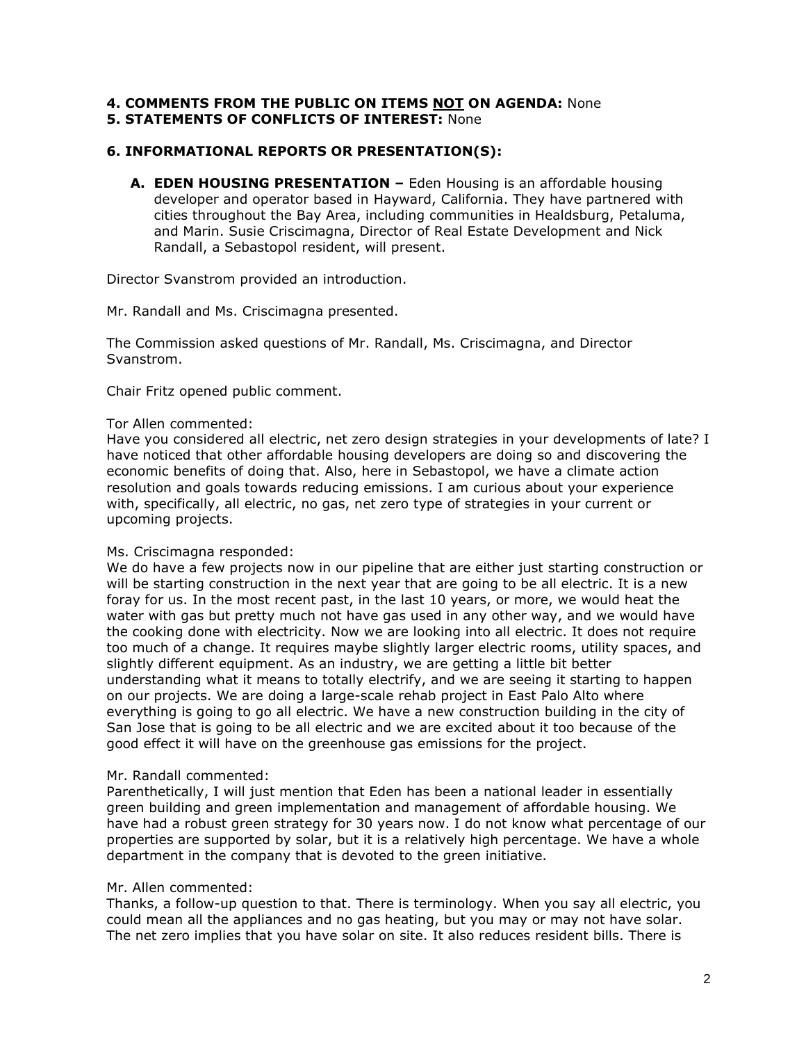**4. COMMENTS FROM THE PUBLIC ON ITEMS NOT ON AGENDA:** None
**5. STATEMENTS OF CONFLICTS OF INTEREST:** None

**6. INFORMATIONAL REPORTS OR PRESENTATION(S):**

**A. EDEN HOUSING PRESENTATION –** Eden Housing is an affordable housing developer and operator based in Hayward, California. They have partnered with cities throughout the Bay Area, including communities in Healdsburg, Petaluma, and Marin. Susie Criscimagna, Director of Real Estate Development and Nick Randall, a Sebastopol resident, will present.

Director Svanstrom provided an introduction.

Mr. Randall and Ms. Criscimagna presented.

The Commission asked questions of Mr. Randall, Ms. Criscimagna, and Director Svanstrom.

Chair Fritz opened public comment.

Tor Allen commented:
Have you considered all electric, net zero design strategies in your developments of late? I have noticed that other affordable housing developers are doing so and discovering the economic benefits of doing that. Also, here in Sebastopol, we have a climate action resolution and goals towards reducing emissions. I am curious about your experience with, specifically, all electric, no gas, net zero type of strategies in your current or upcoming projects.

Ms. Criscimagna responded:
We do have a few projects now in our pipeline that are either just starting construction or will be starting construction in the next year that are going to be all electric. It is a new foray for us. In the most recent past, in the last 10 years, or more, we would heat the water with gas but pretty much not have gas used in any other way, and we would have the cooking done with electricity. Now we are looking into all electric. It does not require too much of a change. It requires maybe slightly larger electric rooms, utility spaces, and slightly different equipment. As an industry, we are getting a little bit better understanding what it means to totally electrify, and we are seeing it starting to happen on our projects. We are doing a large-scale rehab project in East Palo Alto where everything is going to go all electric. We have a new construction building in the city of San Jose that is going to be all electric and we are excited about it too because of the good effect it will have on the greenhouse gas emissions for the project.

Mr. Randall commented:
Parenthetically, I will just mention that Eden has been a national leader in essentially green building and green implementation and management of affordable housing. We have had a robust green strategy for 30 years now. I do not know what percentage of our properties are supported by solar, but it is a relatively high percentage. We have a whole department in the company that is devoted to the green initiative.

Mr. Allen commented:
Thanks, a follow-up question to that. There is terminology. When you say all electric, you could mean all the appliances and no gas heating, but you may or may not have solar. The net zero implies that you have solar on site. It also reduces resident bills. There is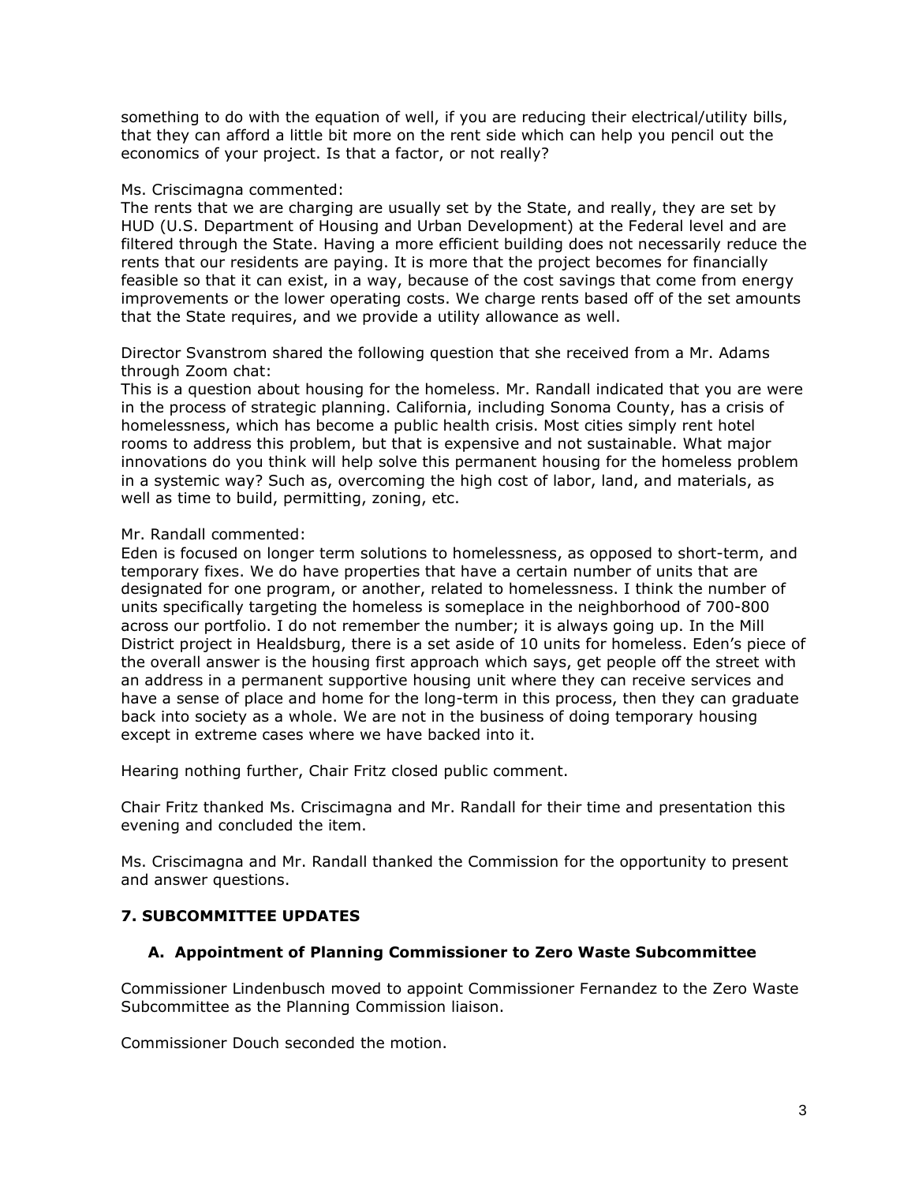something to do with the equation of well, if you are reducing their electrical/utility bills, that they can afford a little bit more on the rent side which can help you pencil out the economics of your project. Is that a factor, or not really?

Ms. Criscimagna commented:
The rents that we are charging are usually set by the State, and really, they are set by HUD (U.S. Department of Housing and Urban Development) at the Federal level and are filtered through the State. Having a more efficient building does not necessarily reduce the rents that our residents are paying. It is more that the project becomes for financially feasible so that it can exist, in a way, because of the cost savings that come from energy improvements or the lower operating costs. We charge rents based off of the set amounts that the State requires, and we provide a utility allowance as well.

Director Svanstrom shared the following question that she received from a Mr. Adams through Zoom chat:
This is a question about housing for the homeless. Mr. Randall indicated that you are were in the process of strategic planning. California, including Sonoma County, has a crisis of homelessness, which has become a public health crisis. Most cities simply rent hotel rooms to address this problem, but that is expensive and not sustainable. What major innovations do you think will help solve this permanent housing for the homeless problem in a systemic way? Such as, overcoming the high cost of labor, land, and materials, as well as time to build, permitting, zoning, etc.

Mr. Randall commented:
Eden is focused on longer term solutions to homelessness, as opposed to short-term, and temporary fixes. We do have properties that have a certain number of units that are designated for one program, or another, related to homelessness. I think the number of units specifically targeting the homeless is someplace in the neighborhood of 700-800 across our portfolio. I do not remember the number; it is always going up. In the Mill District project in Healdsburg, there is a set aside of 10 units for homeless. Eden's piece of the overall answer is the housing first approach which says, get people off the street with an address in a permanent supportive housing unit where they can receive services and have a sense of place and home for the long-term in this process, then they can graduate back into society as a whole. We are not in the business of doing temporary housing except in extreme cases where we have backed into it.

Hearing nothing further, Chair Fritz closed public comment.

Chair Fritz thanked Ms. Criscimagna and Mr. Randall for their time and presentation this evening and concluded the item.

Ms. Criscimagna and Mr. Randall thanked the Commission for the opportunity to present and answer questions.

## 7. SUBCOMMITTEE UPDATES

### A. Appointment of Planning Commissioner to Zero Waste Subcommittee

Commissioner Lindenbusch moved to appoint Commissioner Fernandez to the Zero Waste Subcommittee as the Planning Commission liaison.

Commissioner Douch seconded the motion.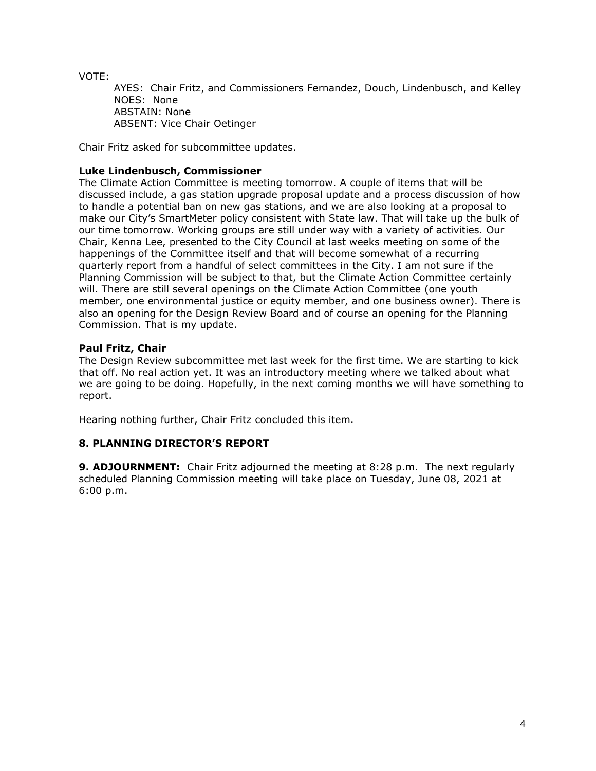VOTE:

AYES: Chair Fritz, and Commissioners Fernandez, Douch, Lindenbusch, and Kelley
NOES: None
ABSTAIN: None
ABSENT: Vice Chair Oetinger

Chair Fritz asked for subcommittee updates.

**Luke Lindenbusch, Commissioner**

The Climate Action Committee is meeting tomorrow. A couple of items that will be discussed include, a gas station upgrade proposal update and a process discussion of how to handle a potential ban on new gas stations, and we are also looking at a proposal to make our City's SmartMeter policy consistent with State law. That will take up the bulk of our time tomorrow. Working groups are still under way with a variety of activities. Our Chair, Kenna Lee, presented to the City Council at last weeks meeting on some of the happenings of the Committee itself and that will become somewhat of a recurring quarterly report from a handful of select committees in the City. I am not sure if the Planning Commission will be subject to that, but the Climate Action Committee certainly will. There are still several openings on the Climate Action Committee (one youth member, one environmental justice or equity member, and one business owner). There is also an opening for the Design Review Board and of course an opening for the Planning Commission. That is my update.

**Paul Fritz, Chair**

The Design Review subcommittee met last week for the first time. We are starting to kick that off. No real action yet. It was an introductory meeting where we talked about what we are going to be doing. Hopefully, in the next coming months we will have something to report.

Hearing nothing further, Chair Fritz concluded this item.

## 8. PLANNING DIRECTOR'S REPORT

**9. ADJOURNMENT:** Chair Fritz adjourned the meeting at 8:28 p.m. The next regularly scheduled Planning Commission meeting will take place on Tuesday, June 08, 2021 at 6:00 p.m.